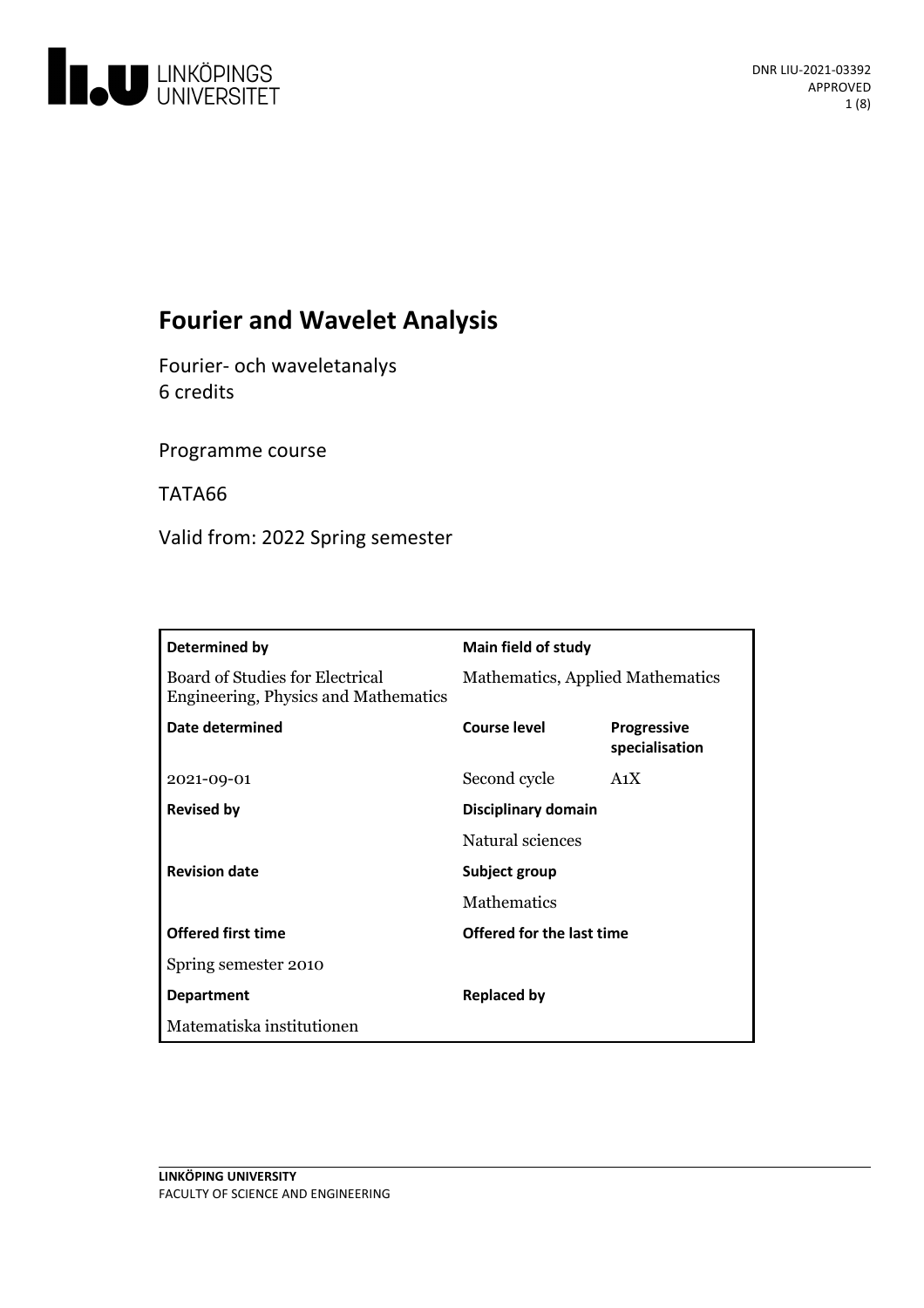LINKÖPINGS UNIVERSITET

DNR LIU-2021-03392
APPROVED

# Fourier and Wavelet Analysis

Fourier- och waveletanalys
6 credits

Programme course

TATA66

Valid from: 2022 Spring semester

| **Determined by** | **Main field of study** | |
|---|---|---|
| Board of Studies for Electrical Engineering, Physics and Mathematics | Mathematics, Applied Mathematics | |
| **Date determined** | **Course level** | **Progressive specialisation** |
| 2021-09-01 | Second cycle | A1X |
| **Revised by** | **Disciplinary domain** | |
| | Natural sciences | |
| **Revision date** | **Subject group** | |
| | Mathematics | |
| **Offered first time** | **Offered for the last time** | |
| Spring semester 2010 | | |
| **Department** | **Replaced by** | |
| Matematiska institutionen | | |

**LINKÖPING UNIVERSITY**
FACULTY OF SCIENCE AND ENGINEERING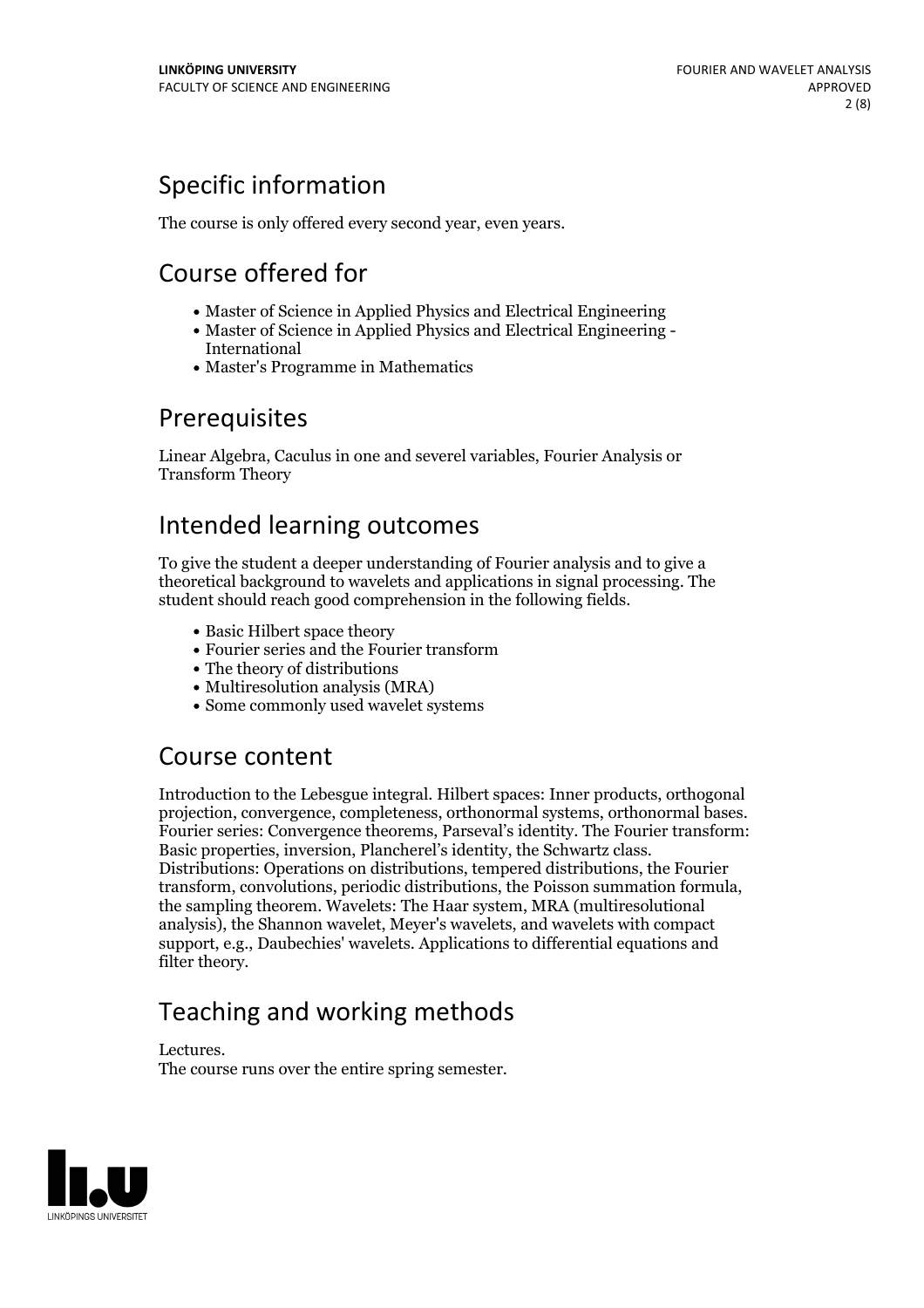## Specific information

The course is only offered every second year, even years.

## Course offered for

- Master of Science in Applied Physics and Electrical Engineering
- Master of Science in Applied Physics and Electrical Engineering - International
- Master's Programme in Mathematics

## Prerequisites

Linear Algebra, Caculus in one and severel variables, Fourier Analysis or Transform Theory

## Intended learning outcomes

To give the student a deeper understanding of Fourier analysis and to give a theoretical background to wavelets and applications in signal processing. The student should reach good comprehension in the following fields.

- Basic Hilbert space theory
- Fourier series and the Fourier transform
- The theory of distributions
- Multiresolution analysis (MRA)
- Some commonly used wavelet systems

## Course content

Introduction to the Lebesgue integral. Hilbert spaces: Inner products, orthogonal projection, convergence, completeness, orthonormal systems, orthonormal bases. Fourier series: Convergence theorems, Parseval's identity. The Fourier transform: Basic properties, inversion, Plancherel's identity, the Schwartz class. Distributions: Operations on distributions, tempered distributions, the Fourier transform, convolutions, periodic distributions, the Poisson summation formula, the sampling theorem. Wavelets: The Haar system, MRA (multiresolutional analysis), the Shannon wavelet, Meyer's wavelets, and wavelets with compact support, e.g., Daubechies' wavelets. Applications to differential equations and filter theory.

## Teaching and working methods

Lectures.
The course runs over the entire spring semester.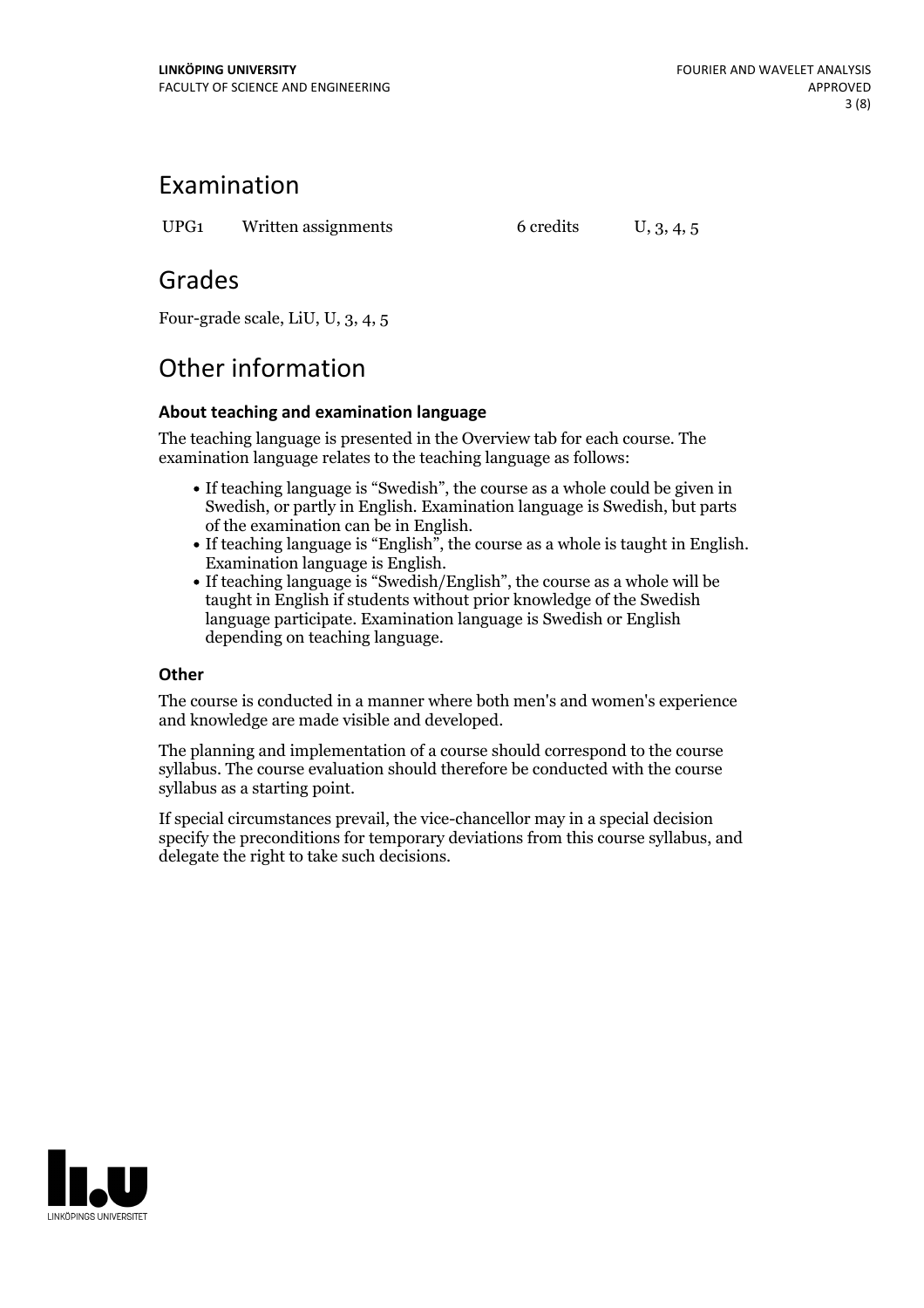## Examination

| UPG1 | Written assignments | 6 credits | U, 3, 4, 5 |
|---|---|---|---|

## Grades

Four-grade scale, LiU, U, 3, 4, 5

## Other information

### About teaching and examination language

The teaching language is presented in the Overview tab for each course. The examination language relates to the teaching language as follows:

- If teaching language is "Swedish", the course as a whole could be given in Swedish, or partly in English. Examination language is Swedish, but parts of the examination can be in English.
- If teaching language is "English", the course as a whole is taught in English. Examination language is English.
- If teaching language is "Swedish/English", the course as a whole will be taught in English if students without prior knowledge of the Swedish language participate. Examination language is Swedish or English depending on teaching language.

### Other

The course is conducted in a manner where both men's and women's experience and knowledge are made visible and developed.

The planning and implementation of a course should correspond to the course syllabus. The course evaluation should therefore be conducted with the course syllabus as a starting point.

If special circumstances prevail, the vice-chancellor may in a special decision specify the preconditions for temporary deviations from this course syllabus, and delegate the right to take such decisions.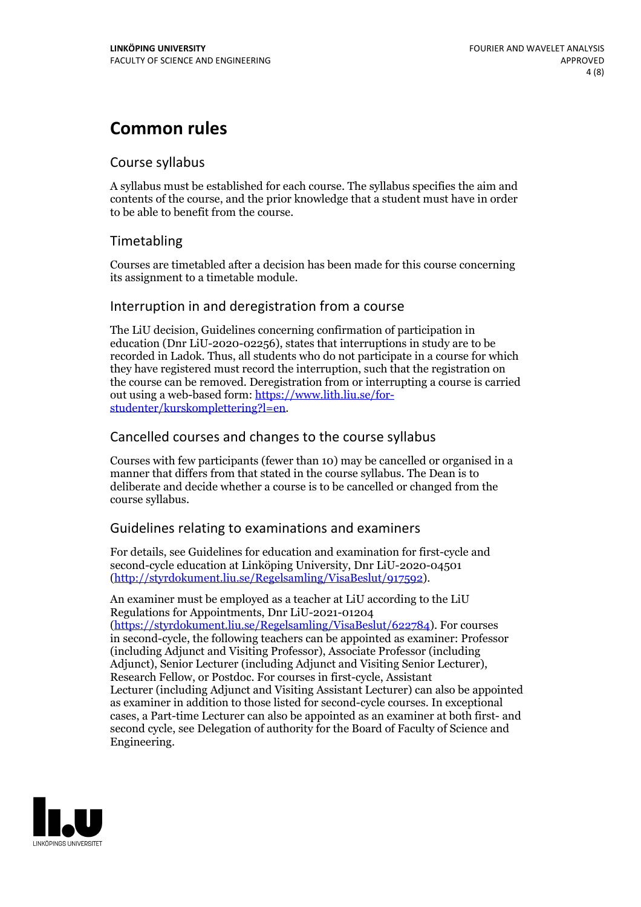# Common rules

## Course syllabus

A syllabus must be established for each course. The syllabus specifies the aim and contents of the course, and the prior knowledge that a student must have in order to be able to benefit from the course.

## Timetabling

Courses are timetabled after a decision has been made for this course concerning its assignment to a timetable module.

## Interruption in and deregistration from a course

The LiU decision, Guidelines concerning confirmation of participation in education (Dnr LiU-2020-02256), states that interruptions in study are to be recorded in Ladok. Thus, all students who do not participate in a course for which they have registered must record the interruption, such that the registration on the course can be removed. Deregistration from or interrupting a course is carried out using a web-based form: https://www.lith.liu.se/for-studenter/kurskomplettering?l=en.

## Cancelled courses and changes to the course syllabus

Courses with few participants (fewer than 10) may be cancelled or organised in a manner that differs from that stated in the course syllabus. The Dean is to deliberate and decide whether a course is to be cancelled or changed from the course syllabus.

## Guidelines relating to examinations and examiners

For details, see Guidelines for education and examination for first-cycle and second-cycle education at Linköping University, Dnr LiU-2020-04501 (http://styrdokument.liu.se/Regelsamling/VisaBeslut/917592).

An examiner must be employed as a teacher at LiU according to the LiU Regulations for Appointments, Dnr LiU-2021-01204 (https://styrdokument.liu.se/Regelsamling/VisaBeslut/622784). For courses in second-cycle, the following teachers can be appointed as examiner: Professor (including Adjunct and Visiting Professor), Associate Professor (including Adjunct), Senior Lecturer (including Adjunct and Visiting Senior Lecturer), Research Fellow, or Postdoc. For courses in first-cycle, Assistant Lecturer (including Adjunct and Visiting Assistant Lecturer) can also be appointed as examiner in addition to those listed for second-cycle courses. In exceptional cases, a Part-time Lecturer can also be appointed as an examiner at both first- and second cycle, see Delegation of authority for the Board of Faculty of Science and Engineering.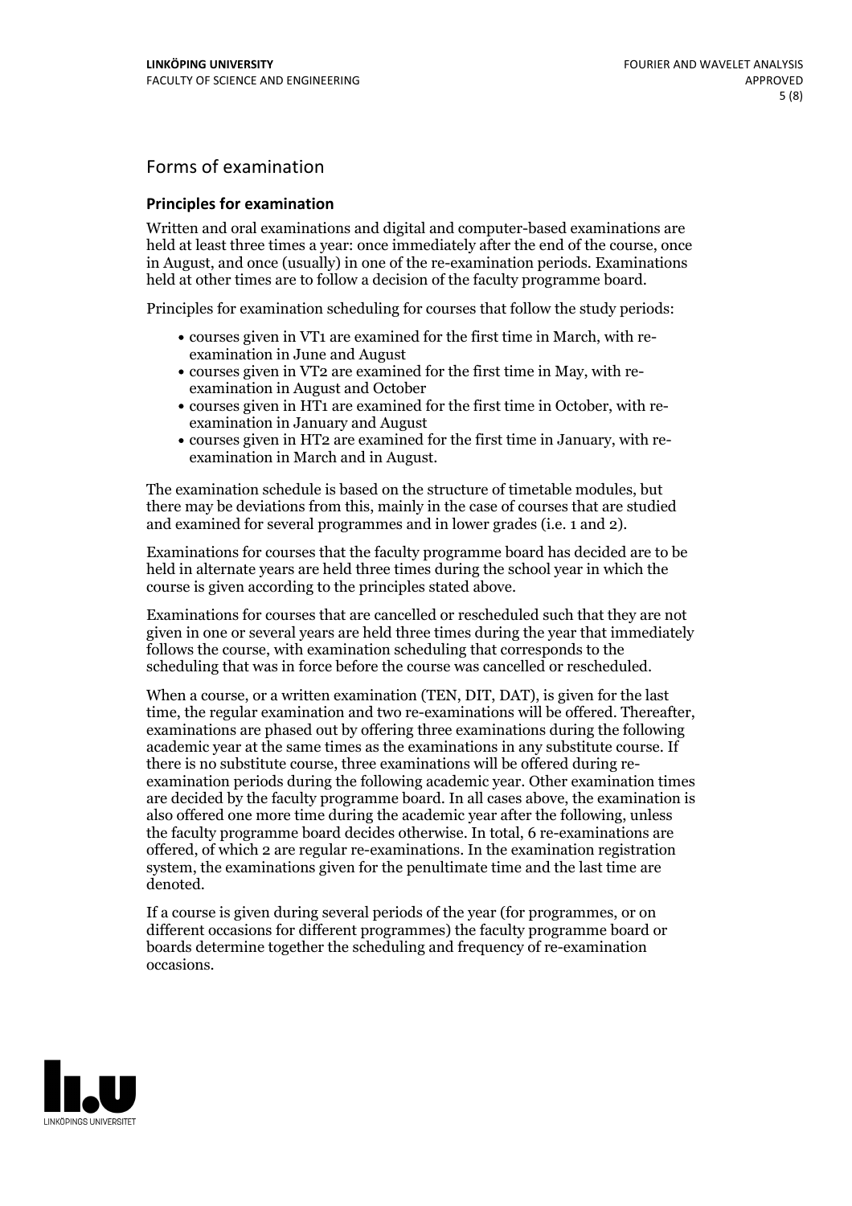## Forms of examination

### Principles for examination

Written and oral examinations and digital and computer-based examinations are held at least three times a year: once immediately after the end of the course, once in August, and once (usually) in one of the re-examination periods. Examinations held at other times are to follow a decision of the faculty programme board.

Principles for examination scheduling for courses that follow the study periods:

- courses given in VT1 are examined for the first time in March, with re-examination in June and August
- courses given in VT2 are examined for the first time in May, with re-examination in August and October
- courses given in HT1 are examined for the first time in October, with re-examination in January and August
- courses given in HT2 are examined for the first time in January, with re-examination in March and in August.

The examination schedule is based on the structure of timetable modules, but there may be deviations from this, mainly in the case of courses that are studied and examined for several programmes and in lower grades (i.e. 1 and 2).

Examinations for courses that the faculty programme board has decided are to be held in alternate years are held three times during the school year in which the course is given according to the principles stated above.

Examinations for courses that are cancelled or rescheduled such that they are not given in one or several years are held three times during the year that immediately follows the course, with examination scheduling that corresponds to the scheduling that was in force before the course was cancelled or rescheduled.

When a course, or a written examination (TEN, DIT, DAT), is given for the last time, the regular examination and two re-examinations will be offered. Thereafter, examinations are phased out by offering three examinations during the following academic year at the same times as the examinations in any substitute course. If there is no substitute course, three examinations will be offered during re-examination periods during the following academic year. Other examination times are decided by the faculty programme board. In all cases above, the examination is also offered one more time during the academic year after the following, unless the faculty programme board decides otherwise. In total, 6 re-examinations are offered, of which 2 are regular re-examinations. In the examination registration system, the examinations given for the penultimate time and the last time are denoted.

If a course is given during several periods of the year (for programmes, or on different occasions for different programmes) the faculty programme board or boards determine together the scheduling and frequency of re-examination occasions.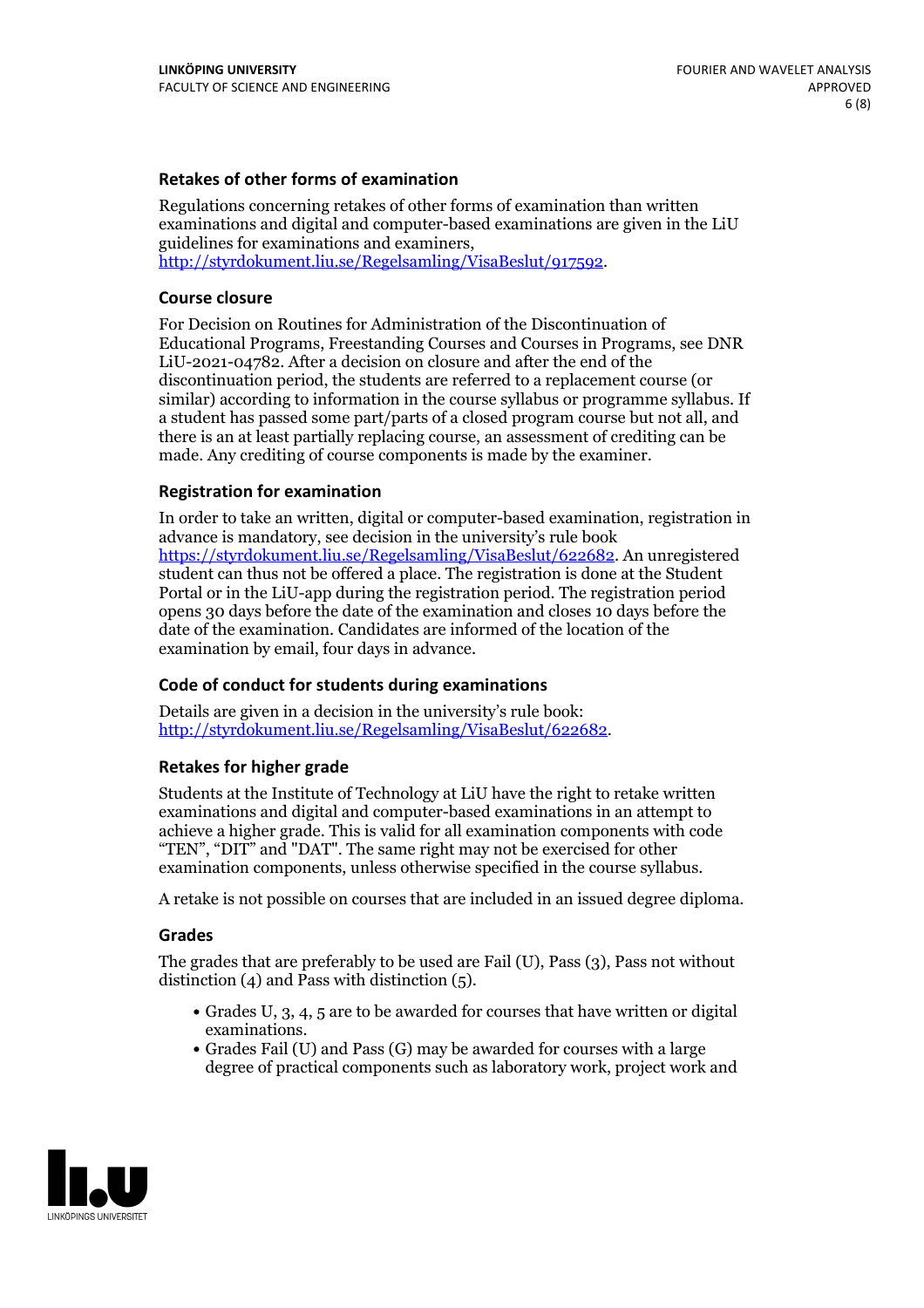### Retakes of other forms of examination

Regulations concerning retakes of other forms of examination than written examinations and digital and computer-based examinations are given in the LiU guidelines for examinations and examiners, http://styrdokument.liu.se/Regelsamling/VisaBeslut/917592.

### Course closure

For Decision on Routines for Administration of the Discontinuation of Educational Programs, Freestanding Courses and Courses in Programs, see DNR LiU-2021-04782. After a decision on closure and after the end of the discontinuation period, the students are referred to a replacement course (or similar) according to information in the course syllabus or programme syllabus. If a student has passed some part/parts of a closed program course but not all, and there is an at least partially replacing course, an assessment of crediting can be made. Any crediting of course components is made by the examiner.

### Registration for examination

In order to take an written, digital or computer-based examination, registration in advance is mandatory, see decision in the university's rule book https://styrdokument.liu.se/Regelsamling/VisaBeslut/622682. An unregistered student can thus not be offered a place. The registration is done at the Student Portal or in the LiU-app during the registration period. The registration period opens 30 days before the date of the examination and closes 10 days before the date of the examination. Candidates are informed of the location of the examination by email, four days in advance.

### Code of conduct for students during examinations

Details are given in a decision in the university's rule book: http://styrdokument.liu.se/Regelsamling/VisaBeslut/622682.

### Retakes for higher grade

Students at the Institute of Technology at LiU have the right to retake written examinations and digital and computer-based examinations in an attempt to achieve a higher grade. This is valid for all examination components with code "TEN", "DIT" and "DAT". The same right may not be exercised for other examination components, unless otherwise specified in the course syllabus.

A retake is not possible on courses that are included in an issued degree diploma.

### Grades

The grades that are preferably to be used are Fail (U), Pass (3), Pass not without distinction (4) and Pass with distinction (5).

- Grades U, 3, 4, 5 are to be awarded for courses that have written or digital examinations.
- Grades Fail (U) and Pass (G) may be awarded for courses with a large degree of practical components such as laboratory work, project work and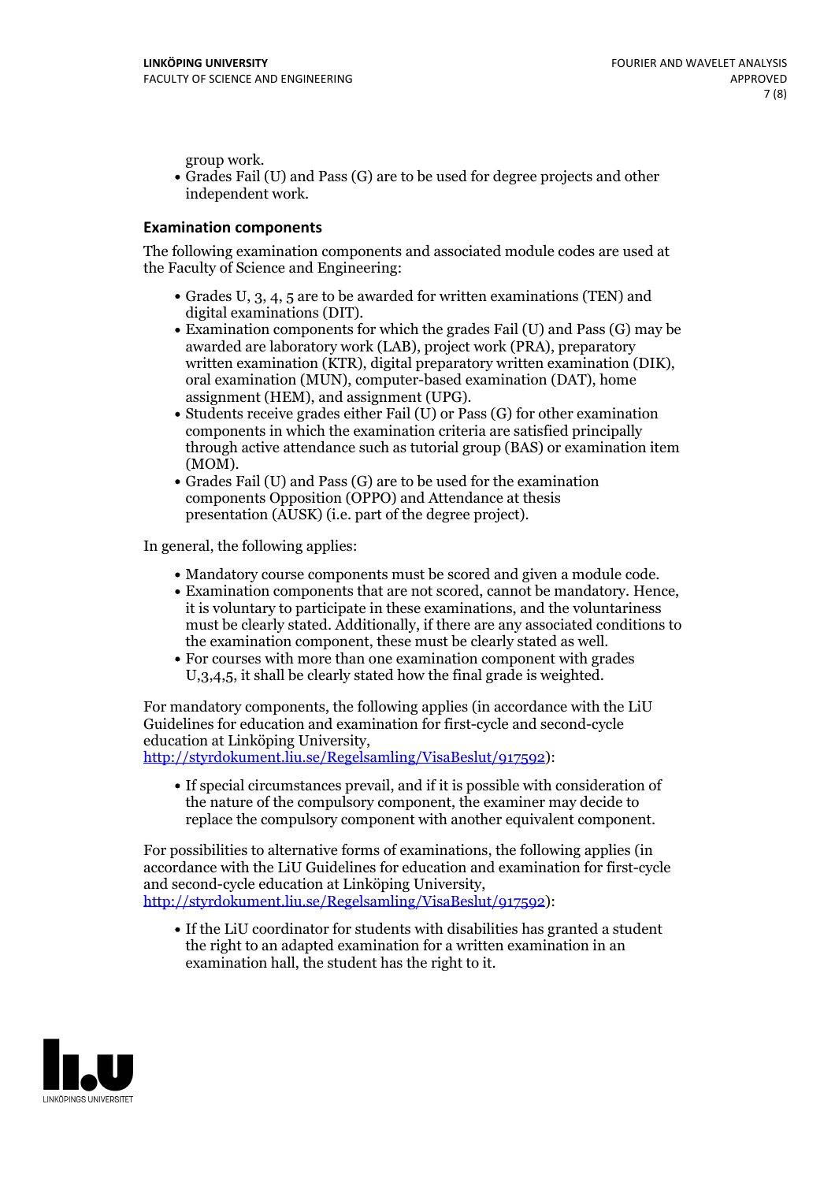group work.

- Grades Fail (U) and Pass (G) are to be used for degree projects and other independent work.

### Examination components

The following examination components and associated module codes are used at the Faculty of Science and Engineering:

- Grades U, 3, 4, 5 are to be awarded for written examinations (TEN) and digital examinations (DIT).
- Examination components for which the grades Fail (U) and Pass (G) may be awarded are laboratory work (LAB), project work (PRA), preparatory written examination (KTR), digital preparatory written examination (DIK), oral examination (MUN), computer-based examination (DAT), home assignment (HEM), and assignment (UPG).
- Students receive grades either Fail (U) or Pass (G) for other examination components in which the examination criteria are satisfied principally through active attendance such as tutorial group (BAS) or examination item (MOM).
- Grades Fail (U) and Pass (G) are to be used for the examination components Opposition (OPPO) and Attendance at thesis presentation (AUSK) (i.e. part of the degree project).

In general, the following applies:

- Mandatory course components must be scored and given a module code.
- Examination components that are not scored, cannot be mandatory. Hence, it is voluntary to participate in these examinations, and the voluntariness must be clearly stated. Additionally, if there are any associated conditions to the examination component, these must be clearly stated as well.
- For courses with more than one examination component with grades U,3,4,5, it shall be clearly stated how the final grade is weighted.

For mandatory components, the following applies (in accordance with the LiU Guidelines for education and examination for first-cycle and second-cycle education at Linköping University, http://styrdokument.liu.se/Regelsamling/VisaBeslut/917592):

- If special circumstances prevail, and if it is possible with consideration of the nature of the compulsory component, the examiner may decide to replace the compulsory component with another equivalent component.

For possibilities to alternative forms of examinations, the following applies (in accordance with the LiU Guidelines for education and examination for first-cycle and second-cycle education at Linköping University, http://styrdokument.liu.se/Regelsamling/VisaBeslut/917592):

- If the LiU coordinator for students with disabilities has granted a student the right to an adapted examination for a written examination in an examination hall, the student has the right to it.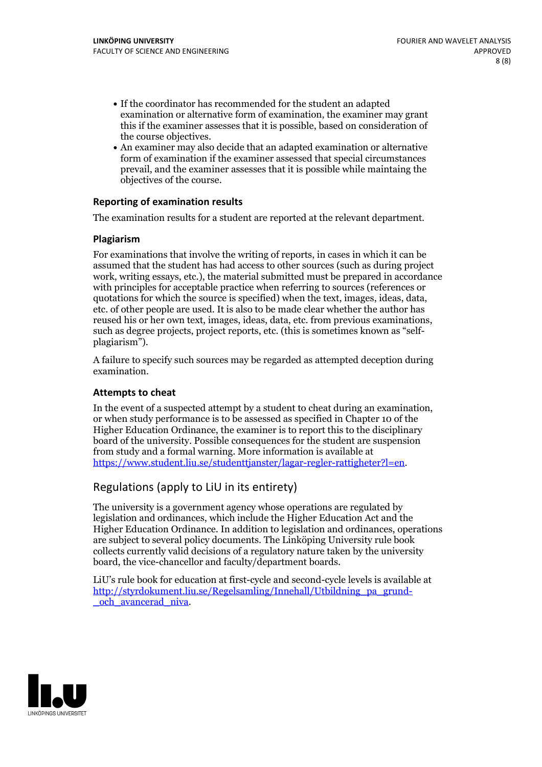- If the coordinator has recommended for the student an adapted examination or alternative form of examination, the examiner may grant this if the examiner assesses that it is possible, based on consideration of the course objectives.
- An examiner may also decide that an adapted examination or alternative form of examination if the examiner assessed that special circumstances prevail, and the examiner assesses that it is possible while maintaing the objectives of the course.

### Reporting of examination results

The examination results for a student are reported at the relevant department.

### Plagiarism

For examinations that involve the writing of reports, in cases in which it can be assumed that the student has had access to other sources (such as during project work, writing essays, etc.), the material submitted must be prepared in accordance with principles for acceptable practice when referring to sources (references or quotations for which the source is specified) when the text, images, ideas, data, etc. of other people are used. It is also to be made clear whether the author has reused his or her own text, images, ideas, data, etc. from previous examinations, such as degree projects, project reports, etc. (this is sometimes known as "self-plagiarism").

A failure to specify such sources may be regarded as attempted deception during examination.

### Attempts to cheat

In the event of a suspected attempt by a student to cheat during an examination, or when study performance is to be assessed as specified in Chapter 10 of the Higher Education Ordinance, the examiner is to report this to the disciplinary board of the university. Possible consequences for the student are suspension from study and a formal warning. More information is available at https://www.student.liu.se/studenttjanster/lagar-regler-rattigheter?l=en.

## Regulations (apply to LiU in its entirety)

The university is a government agency whose operations are regulated by legislation and ordinances, which include the Higher Education Act and the Higher Education Ordinance. In addition to legislation and ordinances, operations are subject to several policy documents. The Linköping University rule book collects currently valid decisions of a regulatory nature taken by the university board, the vice-chancellor and faculty/department boards.

LiU's rule book for education at first-cycle and second-cycle levels is available at http://styrdokument.liu.se/Regelsamling/Innehall/Utbildning_pa_grund-_och_avancerad_niva.